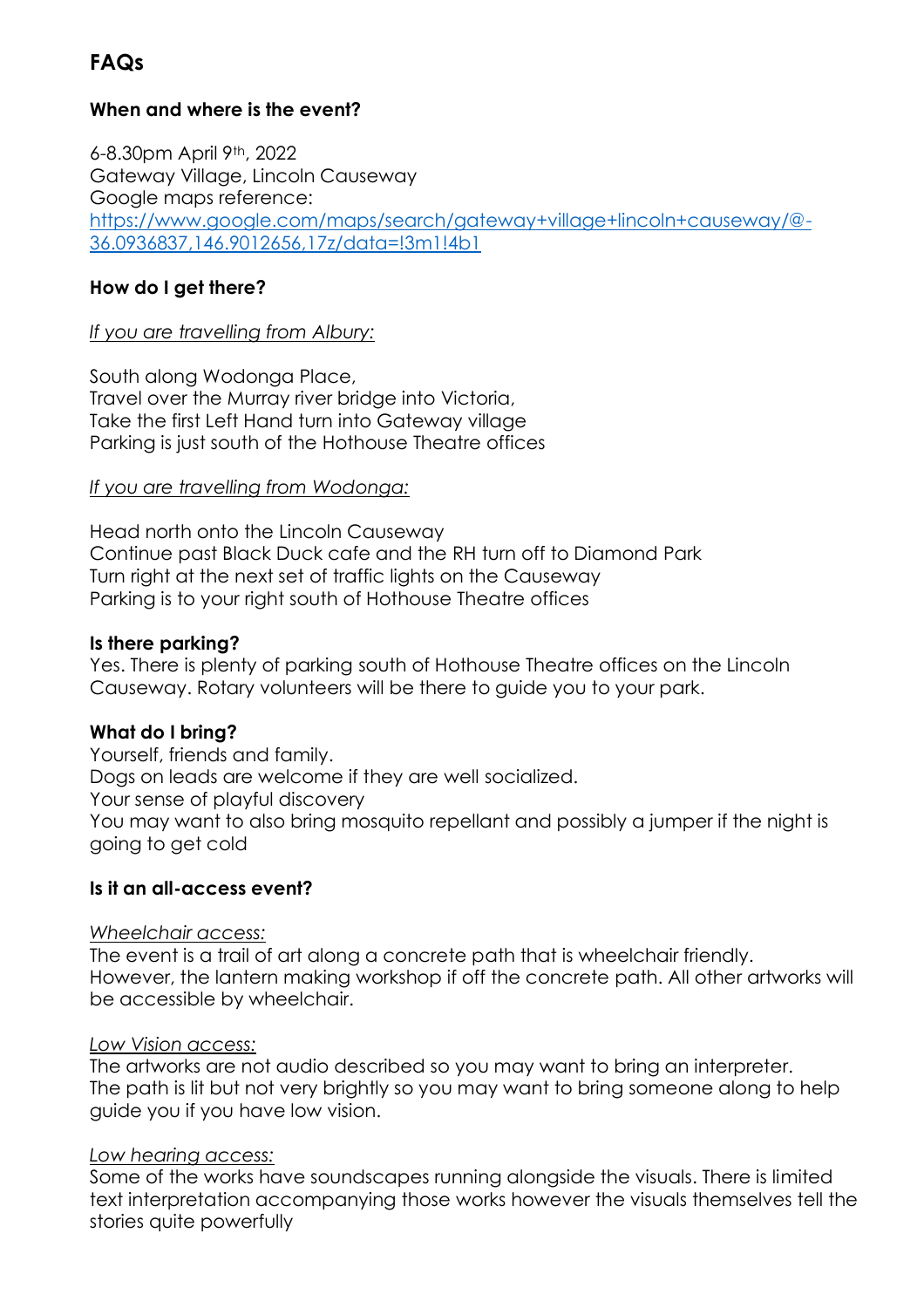# FAQs

**When and where is the event?**

6-8.30pm April 9th, 2022
Gateway Village, Lincoln Causeway
Google maps reference:
[https://www.google.com/maps/search/gateway+village+lincoln+causeway/@-36.0936837,146.9012656,17z/data=!3m1!4b1](https://www.google.com/maps/search/gateway+village+lincoln+causeway/@-36.0936837,146.9012656,17z/data=!3m1!4b1)

**How do I get there?**

*If you are travelling from Albury:*

South along Wodonga Place,
Travel over the Murray river bridge into Victoria,
Take the first Left Hand turn into Gateway village
Parking is just south of the Hothouse Theatre offices

*If you are travelling from Wodonga:*

Head north onto the Lincoln Causeway
Continue past Black Duck cafe and the RH turn off to Diamond Park
Turn right at the next set of traffic lights on the Causeway
Parking is to your right south of Hothouse Theatre offices

**Is there parking?**
Yes. There is plenty of parking south of Hothouse Theatre offices on the Lincoln Causeway. Rotary volunteers will be there to guide you to your park.

**What do I bring?**
Yourself, friends and family.
Dogs on leads are welcome if they are well socialized.
Your sense of playful discovery
You may want to also bring mosquito repellant and possibly a jumper if the night is going to get cold

**Is it an all-access event?**

*Wheelchair access:*
The event is a trail of art along a concrete path that is wheelchair friendly. However, the lantern making workshop if off the concrete path. All other artworks will be accessible by wheelchair.

*Low Vision access:*
The artworks are not audio described so you may want to bring an interpreter. The path is lit but not very brightly so you may want to bring someone along to help guide you if you have low vision.

*Low hearing access:*
Some of the works have soundscapes running alongside the visuals. There is limited text interpretation accompanying those works however the visuals themselves tell the stories quite powerfully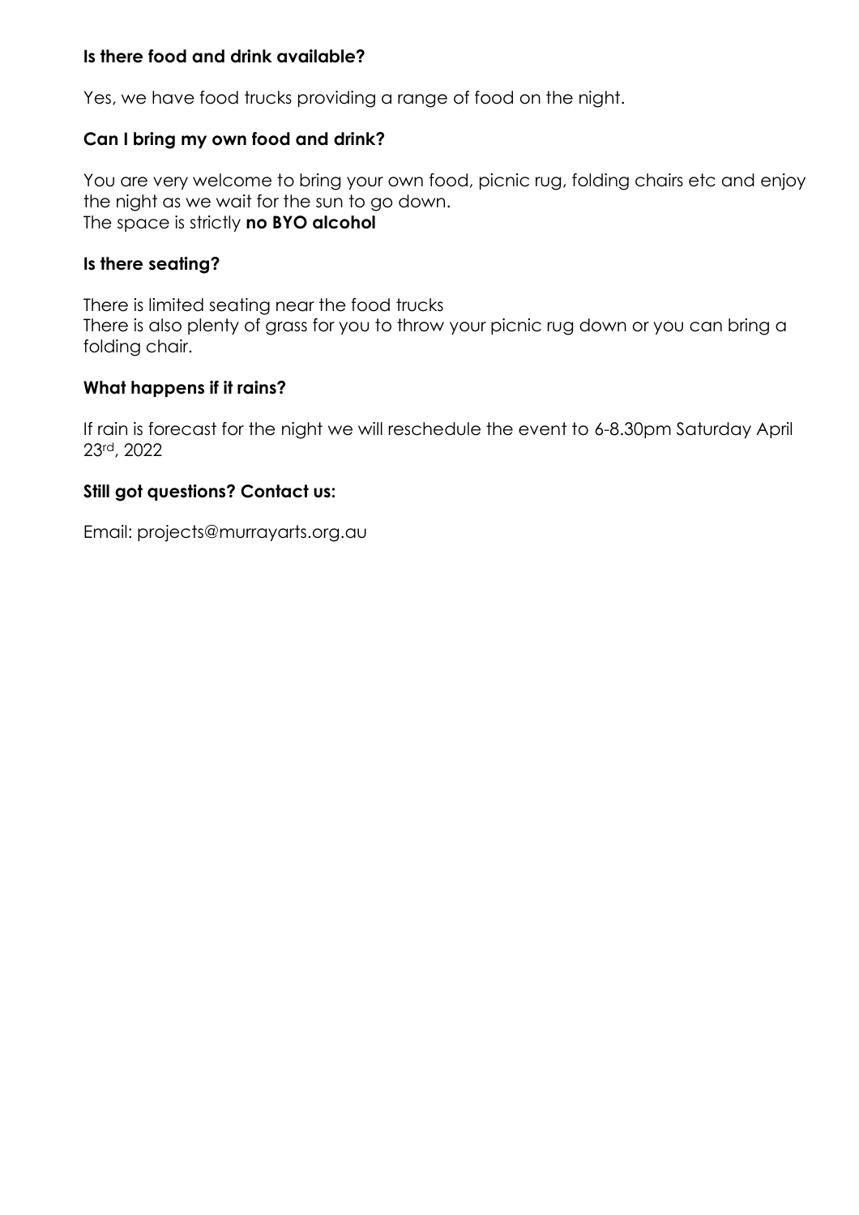**Is there food and drink available?**

Yes, we have food trucks providing a range of food on the night.

**Can I bring my own food and drink?**

You are very welcome to bring your own food, picnic rug, folding chairs etc and enjoy the night as we wait for the sun to go down.
The space is strictly **no BYO alcohol**

**Is there seating?**

There is limited seating near the food trucks
There is also plenty of grass for you to throw your picnic rug down or you can bring a folding chair.

**What happens if it rains?**

If rain is forecast for the night we will reschedule the event to 6-8.30pm Saturday April 23rd, 2022

**Still got questions? Contact us:**

Email: projects@murrayarts.org.au